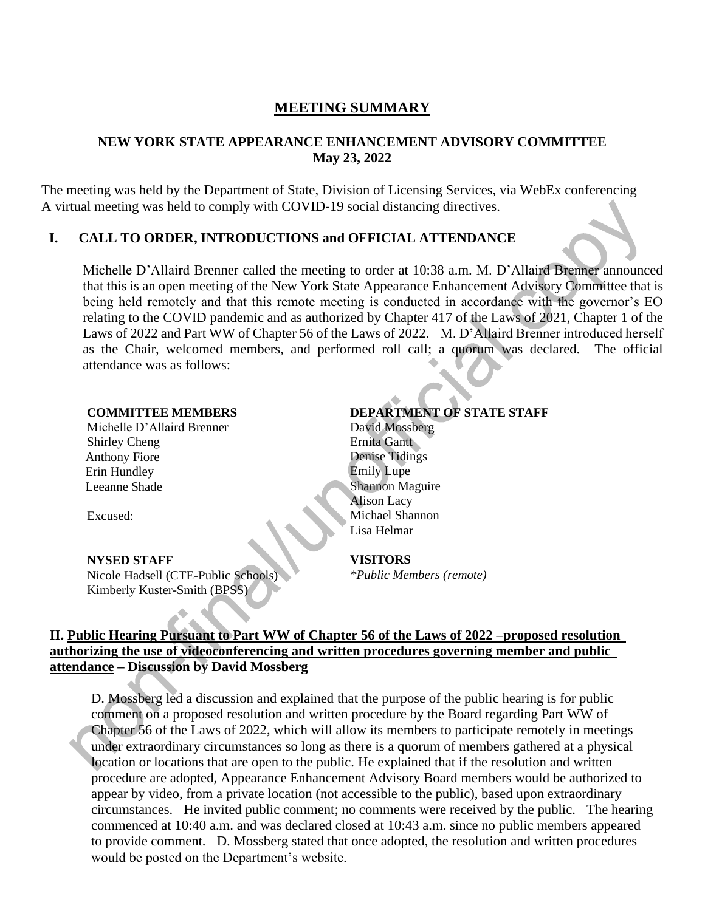# MEETING SUMMARY

## NEW YORK STATE APPEARANCE ENHANCEMENT ADVISORY COMMITTEE
**May 23, 2022**

The meeting was held by the Department of State, Division of Licensing Services, via WebEx conferencing
A virtual meeting was held to comply with COVID-19 social distancing directives.

## I. CALL TO ORDER, INTRODUCTIONS and OFFICIAL ATTENDANCE

Michelle D'Allaird Brenner called the meeting to order at 10:38 a.m. M. D'Allaird Brenner announced that this is an open meeting of the New York State Appearance Enhancement Advisory Committee that is being held remotely and that this remote meeting is conducted in accordance with the governor's EO relating to the COVID pandemic and as authorized by Chapter 417 of the Laws of 2021, Chapter 1 of the Laws of 2022 and Part WW of Chapter 56 of the Laws of 2022. M. D'Allaird Brenner introduced herself as the Chair, welcomed members, and performed roll call; a quorum was declared. The official attendance was as follows:

**COMMITTEE MEMBERS**
Michelle D'Allaird Brenner
Shirley Cheng
Anthony Fiore
Erin Hundley
Leeanne Shade

Excused:

**DEPARTMENT OF STATE STAFF**
David Mossberg
Ernita Gantt
Denise Tidings
Emily Lupe
Shannon Maguire
Alison Lacy
Michael Shannon
Lisa Helmar

**NYSED STAFF**
Nicole Hadsell (CTE-Public Schools)
Kimberly Kuster-Smith (BPSS)

**VISITORS**
*\*Public Members (remote)*

## II. Public Hearing Pursuant to Part WW of Chapter 56 of the Laws of 2022 –proposed resolution authorizing the use of videoconferencing and written procedures governing member and public attendance – Discussion by David Mossberg

D. Mossberg led a discussion and explained that the purpose of the public hearing is for public comment on a proposed resolution and written procedure by the Board regarding Part WW of Chapter 56 of the Laws of 2022, which will allow its members to participate remotely in meetings under extraordinary circumstances so long as there is a quorum of members gathered at a physical location or locations that are open to the public. He explained that if the resolution and written procedure are adopted, Appearance Enhancement Advisory Board members would be authorized to appear by video, from a private location (not accessible to the public), based upon extraordinary circumstances. He invited public comment; no comments were received by the public. The hearing commenced at 10:40 a.m. and was declared closed at 10:43 a.m. since no public members appeared to provide comment. D. Mossberg stated that once adopted, the resolution and written procedures would be posted on the Department's website.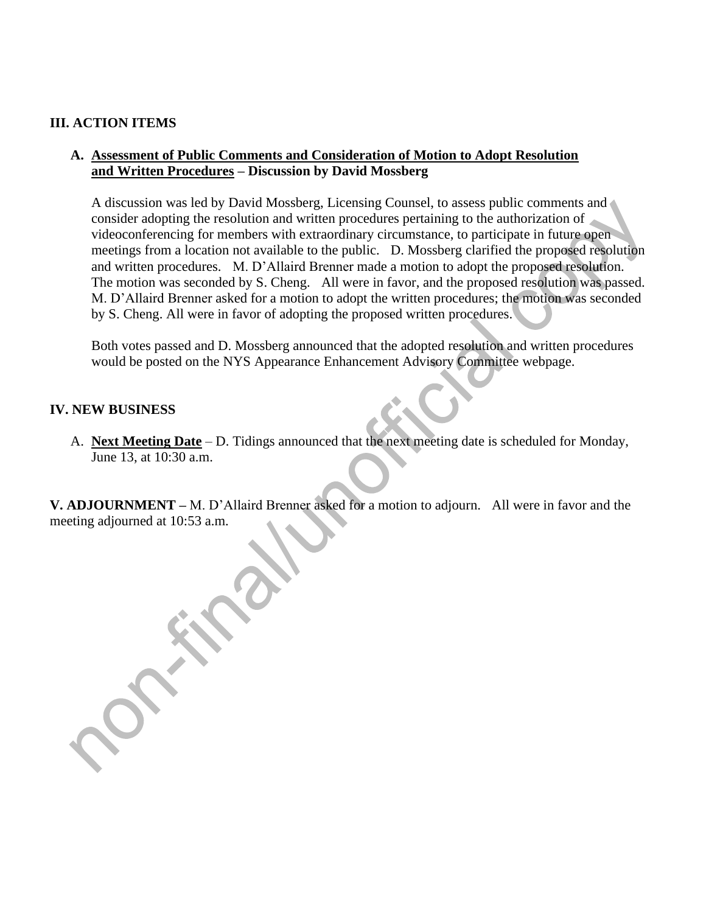## III. ACTION ITEMS

**A. Assessment of Public Comments and Consideration of Motion to Adopt Resolution and Written Procedures – Discussion by David Mossberg**

A discussion was led by David Mossberg, Licensing Counsel, to assess public comments and consider adopting the resolution and written procedures pertaining to the authorization of videoconferencing for members with extraordinary circumstance, to participate in future open meetings from a location not available to the public. D. Mossberg clarified the proposed resolution and written procedures. M. D'Allaird Brenner made a motion to adopt the proposed resolution. The motion was seconded by S. Cheng. All were in favor, and the proposed resolution was passed. M. D'Allaird Brenner asked for a motion to adopt the written procedures; the motion was seconded by S. Cheng. All were in favor of adopting the proposed written procedures.

Both votes passed and D. Mossberg announced that the adopted resolution and written procedures would be posted on the NYS Appearance Enhancement Advisory Committee webpage.

## IV. NEW BUSINESS

A. **Next Meeting Date** – D. Tidings announced that the next meeting date is scheduled for Monday, June 13, at 10:30 a.m.

**V. ADJOURNMENT –** M. D'Allaird Brenner asked for a motion to adjourn. All were in favor and the meeting adjourned at 10:53 a.m.

non-final/unofficial copy